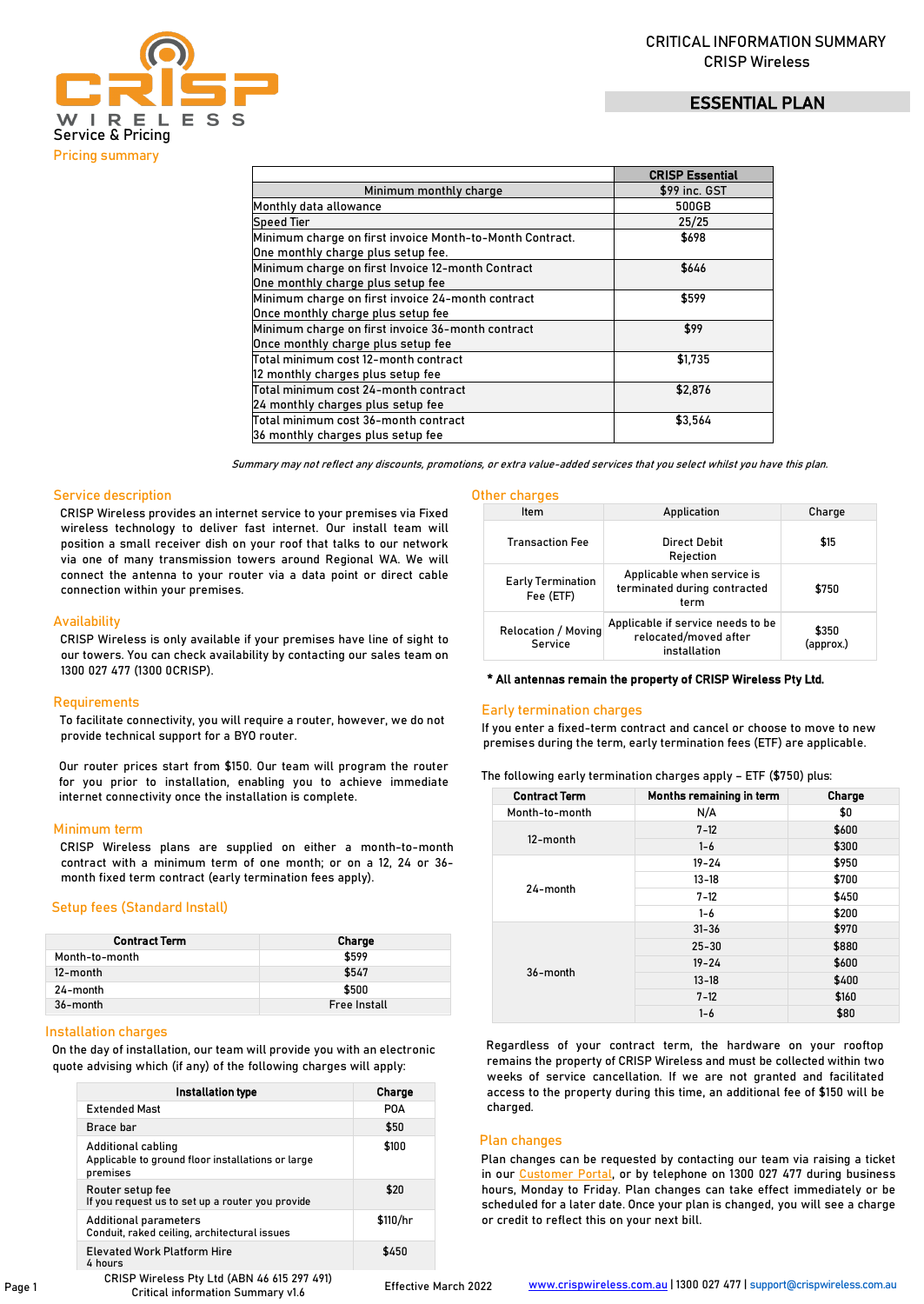# CRITICAL INFORMATION SUMMARY

CRISP Wireless

## ESSENTIAL PLAN

Service & Pricing

## Pricing summary

| | CRISP Essential |
|---|---|
| Minimum monthly charge | $99 inc. GST |
| Monthly data allowance | 500GB |
| Speed Tier | 25/25 |
| Minimum charge on first invoice Month-to-Month Contract. One monthly charge plus setup fee. | $698 |
| Minimum charge on first Invoice 12-month Contract One monthly charge plus setup fee | $646 |
| Minimum charge on first invoice 24-month contract Once monthly charge plus setup fee | $599 |
| Minimum charge on first invoice 36-month contract Once monthly charge plus setup fee | $99 |
| Total minimum cost 12-month contract 12 monthly charges plus setup fee | $1,735 |
| Total minimum cost 24-month contract 24 monthly charges plus setup fee | $2,876 |
| Total minimum cost 36-month contract 36 monthly charges plus setup fee | $3,564 |

*Summary may not reflect any discounts, promotions, or extra value-added services that you select whilst you have this plan.*

## Service description

CRISP Wireless provides an internet service to your premises via Fixed wireless technology to deliver fast internet. Our install team will position a small receiver dish on your roof that talks to our network via one of many transmission towers around Regional WA. We will connect the antenna to your router via a data point or direct cable connection within your premises.

## Availability

CRISP Wireless is only available if your premises have line of sight to our towers. You can check availability by contacting our sales team on 1300 027 477 (1300 0CRISP).

## Requirements

To facilitate connectivity, you will require a router, however, we do not provide technical support for a BYO router.

Our router prices start from $150. Our team will program the router for you prior to installation, enabling you to achieve immediate internet connectivity once the installation is complete.

## Minimum term

CRISP Wireless plans are supplied on either a month-to-month contract with a minimum term of one month; or on a 12, 24 or 36-month fixed term contract (early termination fees apply).

## Setup fees (Standard Install)

| Contract Term | Charge |
|---|---|
| Month-to-month | $599 |
| 12-month | $547 |
| 24-month | $500 |
| 36-month | Free Install |

## Installation charges

On the day of installation, our team will provide you with an electronic quote advising which (if any) of the following charges will apply:

| Installation type | Charge |
|---|---|
| Extended Mast | POA |
| Brace bar | $50 |
| Additional cabling<br>Applicable to ground floor installations or large premises | $100 |
| Router setup fee<br>If you request us to set up a router you provide | $20 |
| Additional parameters<br>Conduit, raked ceiling, architectural issues | $110/hr |
| Elevated Work Platform Hire<br>4 hours | $450 |

## Other charges

| Item | Application | Charge |
|---|---|---|
| Transaction Fee | Direct Debit Rejection | $15 |
| Early Termination Fee (ETF) | Applicable when service is terminated during contracted term | $750 |
| Relocation / Moving Service | Applicable if service needs to be relocated/moved after installation | $350 (approx.) |

**\* All antennas remain the property of CRISP Wireless Pty Ltd.**

## Early termination charges

If you enter a fixed-term contract and cancel or choose to move to new premises during the term, early termination fees (ETF) are applicable.

The following early termination charges apply – ETF ($750) plus:

| Contract Term | Months remaining in term | Charge |
|---|---|---|
| Month-to-month | N/A | $0 |
| 12-month | 7-12 | $600 |
| | 1-6 | $300 |
| 24-month | 19-24 | $950 |
| | 13-18 | $700 |
| | 7-12 | $450 |
| | 1-6 | $200 |
| 36-month | 31-36 | $970 |
| | 25-30 | $880 |
| | 19-24 | $600 |
| | 13-18 | $400 |
| | 7-12 | $160 |
| | 1-6 | $80 |

Regardless of your contract term, the hardware on your rooftop remains the property of CRISP Wireless and must be collected within two weeks of service cancellation. If we are not granted and facilitated access to the property during this time, an additional fee of $150 will be charged.

## Plan changes

Plan changes can be requested by contacting our team via raising a ticket in our Customer Portal, or by telephone on 1300 027 477 during business hours, Monday to Friday. Plan changes can take effect immediately or be scheduled for a later date. Once your plan is changed, you will see a charge or credit to reflect this on your next bill.

CRISP Wireless Pty Ltd (ABN 46 615 297 491)
Critical information Summary v1.6

Effective March 2022

www.crispwireless.com.au | 1300 027 477 | support@crispwireless.com.au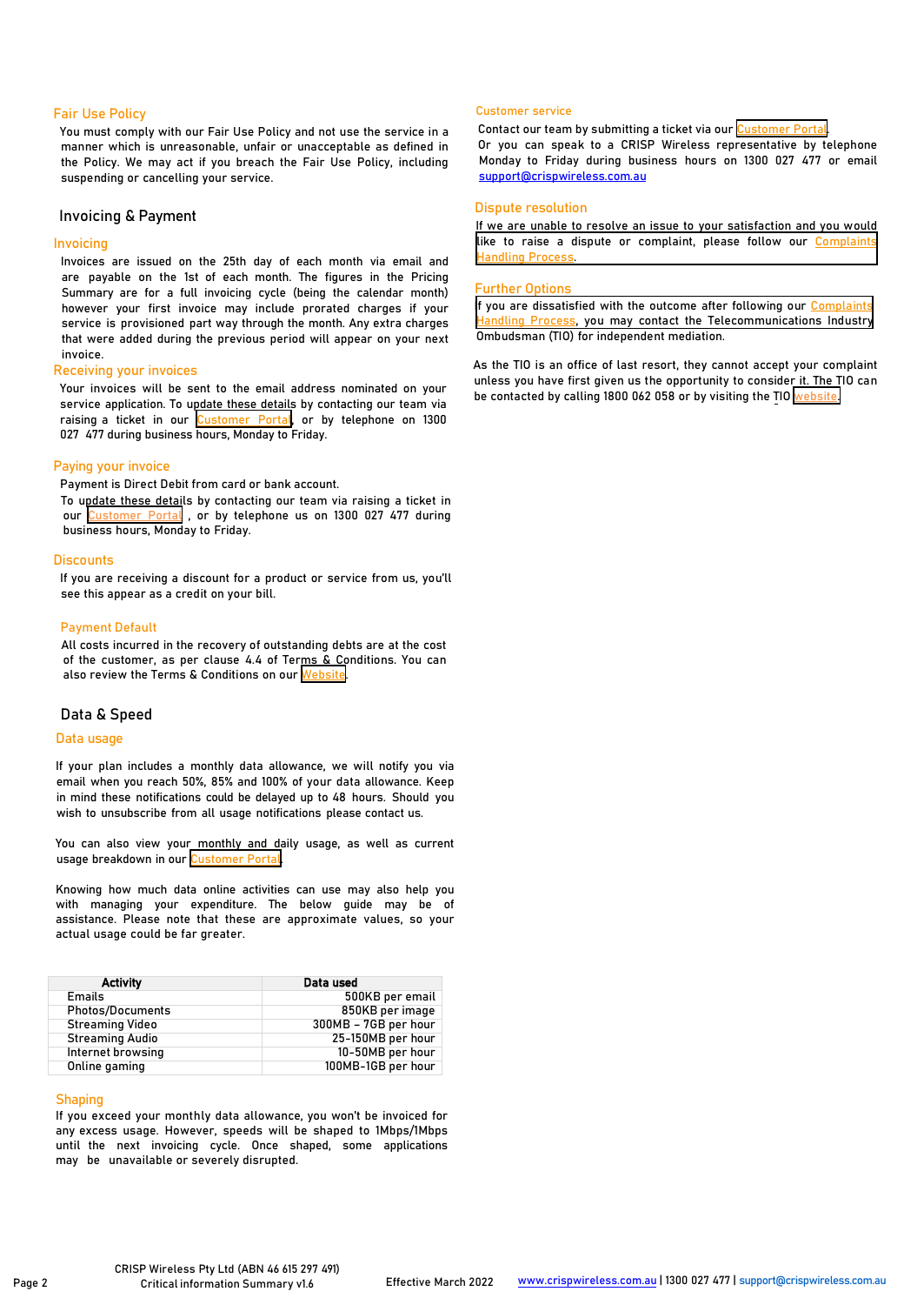## Fair Use Policy

You must comply with our Fair Use Policy and not use the service in a manner which is unreasonable, unfair or unacceptable as defined in the Policy. We may act if you breach the Fair Use Policy, including suspending or cancelling your service.

# Invoicing & Payment

## Invoicing

Invoices are issued on the 25th day of each month via email and are payable on the 1st of each month. The figures in the Pricing Summary are for a full invoicing cycle (being the calendar month) however your first invoice may include prorated charges if your service is provisioned part way through the month. Any extra charges that were added during the previous period will appear on your next invoice.

## Receiving your invoices

Your invoices will be sent to the email address nominated on your service application. To update these details by contacting our team via raising a ticket in our Customer Portal, or by telephone on 1300 027 477 during business hours, Monday to Friday.

## Paying your invoice

Payment is Direct Debit from card or bank account.

To update these details by contacting our team via raising a ticket in our Customer Portal , or by telephone us on 1300 027 477 during business hours, Monday to Friday.

## Discounts

If you are receiving a discount for a product or service from us, you'll see this appear as a credit on your bill.

## Payment Default

All costs incurred in the recovery of outstanding debts are at the cost of the customer, as per clause 4.4 of Terms & Conditions. You can also review the Terms & Conditions on our Website.

# Data & Speed

## Data usage

If your plan includes a monthly data allowance, we will notify you via email when you reach 50%, 85% and 100% of your data allowance. Keep in mind these notifications could be delayed up to 48 hours. Should you wish to unsubscribe from all usage notifications please contact us.

You can also view your monthly and daily usage, as well as current usage breakdown in our Customer Portal.

Knowing how much data online activities can use may also help you with managing your expenditure. The below guide may be of assistance. Please note that these are approximate values, so your actual usage could be far greater.

| Activity | Data used |
|---|---|
| Emails | 500KB per email |
| Photos/Documents | 850KB per image |
| Streaming Video | 300MB – 7GB per hour |
| Streaming Audio | 25-150MB per hour |
| Internet browsing | 10-50MB per hour |
| Online gaming | 100MB-1GB per hour |

## Shaping

If you exceed your monthly data allowance, you won't be invoiced for any excess usage. However, speeds will be shaped to 1Mbps/1Mbps until the next invoicing cycle. Once shaped, some applications may be unavailable or severely disrupted.

## Customer service

Contact our team by submitting a ticket via our Customer Portal.

Or you can speak to a CRISP Wireless representative by telephone Monday to Friday during business hours on 1300 027 477 or email support@crispwireless.com.au

## Dispute resolution

If we are unable to resolve an issue to your satisfaction and you would like to raise a dispute or complaint, please follow our Complaints Handling Process.

## Further Options

If you are dissatisfied with the outcome after following our Complaints Handling Process, you may contact the Telecommunications Industry Ombudsman (TIO) for independent mediation.

As the TIO is an office of last resort, they cannot accept your complaint unless you have first given us the opportunity to consider it. The TIO can be contacted by calling 1800 062 058 or by visiting the TIO website.

CRISP Wireless Pty Ltd (ABN 46 615 297 491)
Critical information Summary v1.6

Effective March 2022

www.crispwireless.com.au | 1300 027 477 | support@crispwireless.com.au